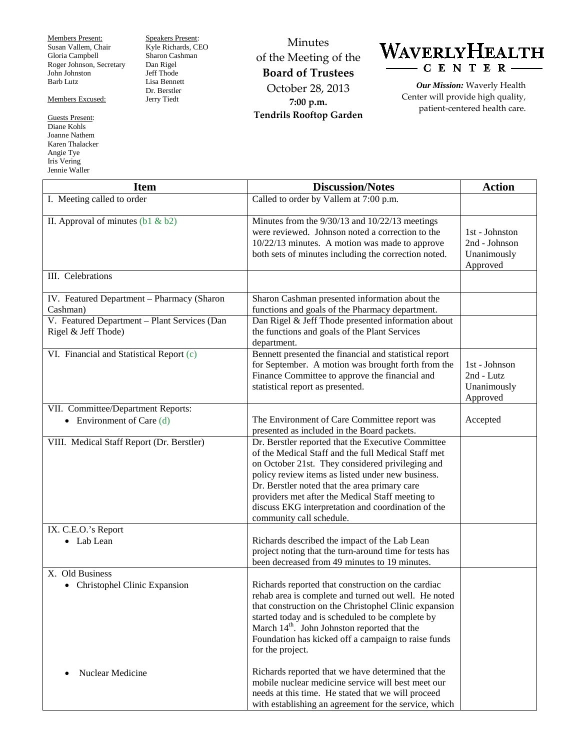Members Present:
Susan Vallem, Chair
Gloria Campbell
Roger Johnson, Secretary
John Johnston
Barb Lutz

Members Excused:

Guests Present:
Diane Kohls
Joanne Nathem
Karen Thalacker
Angie Tye
Iris Vering
Jennie Waller

Speakers Present:
Kyle Richards, CEO
Sharon Cashman
Dan Rigel
Jeff Thode
Lisa Bennett
Dr. Berstler
Jerry Tiedt

Minutes
of the Meeting of the
**Board of Trustees**
October 28, 2013
**7:00 p.m.**
**Tendrils Rooftop Garden**

# WAVERLY HEALTH CENTER

***Our Mission:*** Waverly Health Center will provide high quality, patient-centered health care.

| Item | Discussion/Notes | Action |
|---|---|---|
| I. Meeting called to order | Called to order by Vallem at 7:00 p.m. | |
| II. Approval of minutes (b1 & b2) | Minutes from the 9/30/13 and 10/22/13 meetings were reviewed. Johnson noted a correction to the 10/22/13 minutes. A motion was made to approve both sets of minutes including the correction noted. | 1st - Johnston<br>2nd - Johnson<br>Unanimously Approved |
| III. Celebrations | | |
| IV. Featured Department – Pharmacy (Sharon Cashman) | Sharon Cashman presented information about the functions and goals of the Pharmacy department. | |
| V. Featured Department – Plant Services (Dan Rigel & Jeff Thode) | Dan Rigel & Jeff Thode presented information about the functions and goals of the Plant Services department. | |
| VI. Financial and Statistical Report (c) | Bennett presented the financial and statistical report for September. A motion was brought forth from the Finance Committee to approve the financial and statistical report as presented. | 1st - Johnson<br>2nd - Lutz<br>Unanimously Approved |
| VII. Committee/Department Reports:<br>• Environment of Care (d) | The Environment of Care Committee report was presented as included in the Board packets. | Accepted |
| VIII. Medical Staff Report (Dr. Berstler) | Dr. Berstler reported that the Executive Committee of the Medical Staff and the full Medical Staff met on October 21st. They considered privileging and policy review items as listed under new business. Dr. Berstler noted that the area primary care providers met after the Medical Staff meeting to discuss EKG interpretation and coordination of the community call schedule. | |
| IX. C.E.O.'s Report<br>• Lab Lean | Richards described the impact of the Lab Lean project noting that the turn-around time for tests has been decreased from 49 minutes to 19 minutes. | |
| X. Old Business<br>• Christophel Clinic Expansion | Richards reported that construction on the cardiac rehab area is complete and turned out well. He noted that construction on the Christophel Clinic expansion started today and is scheduled to be complete by March 14th. John Johnston reported that the Foundation has kicked off a campaign to raise funds for the project. | |
| • Nuclear Medicine | Richards reported that we have determined that the mobile nuclear medicine service will best meet our needs at this time. He stated that we will proceed with establishing an agreement for the service, which | |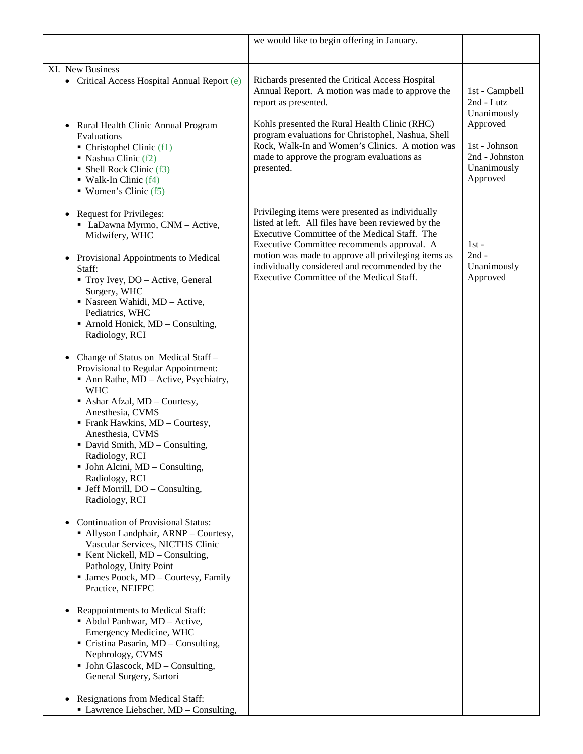| | | |
|---|---|---|
| | we would like to begin offering in January. | |
| XI. New Business<br>• Critical Access Hospital Annual Report (e)<br><br>• Rural Health Clinic Annual Program Evaluations<br>▪ Christophel Clinic (f1)<br>▪ Nashua Clinic (f2)<br>▪ Shell Rock Clinic (f3)<br>▪ Walk-In Clinic (f4)<br>▪ Women's Clinic (f5)<br><br>• Request for Privileges:<br>▪ LaDawna Myrmo, CNM – Active, Midwifery, WHC<br><br>• Provisional Appointments to Medical Staff:<br>▪ Troy Ivey, DO – Active, General Surgery, WHC<br>▪ Nasreen Wahidi, MD – Active, Pediatrics, WHC<br>▪ Arnold Honick, MD – Consulting, Radiology, RCI<br><br>• Change of Status on Medical Staff – Provisional to Regular Appointment:<br>▪ Ann Rathe, MD – Active, Psychiatry, WHC<br>▪ Ashar Afzal, MD – Courtesy, Anesthesia, CVMS<br>▪ Frank Hawkins, MD – Courtesy, Anesthesia, CVMS<br>▪ David Smith, MD – Consulting, Radiology, RCI<br>▪ John Alcini, MD – Consulting, Radiology, RCI<br>▪ Jeff Morrill, DO – Consulting, Radiology, RCI<br><br>• Continuation of Provisional Status:<br>▪ Allyson Landphair, ARNP – Courtesy, Vascular Services, NICTHS Clinic<br>▪ Kent Nickell, MD – Consulting, Pathology, Unity Point<br>▪ James Poock, MD – Courtesy, Family Practice, NEIFPC<br><br>• Reappointments to Medical Staff:<br>▪ Abdul Panhwar, MD – Active, Emergency Medicine, WHC<br>▪ Cristina Pasarin, MD – Consulting, Nephrology, CVMS<br>▪ John Glascock, MD – Consulting, General Surgery, Sartori<br><br>• Resignations from Medical Staff:<br>▪ Lawrence Liebscher, MD – Consulting, | Richards presented the Critical Access Hospital Annual Report. A motion was made to approve the report as presented.<br><br>Kohls presented the Rural Health Clinic (RHC) program evaluations for Christophel, Nashua, Shell Rock, Walk-In and Women's Clinics. A motion was made to approve the program evaluations as presented.<br><br>Privileging items were presented as individually listed at left. All files have been reviewed by the Executive Committee of the Medical Staff. The Executive Committee recommends approval. A motion was made to approve all privileging items as individually considered and recommended by the Executive Committee of the Medical Staff. | 1st - Campbell<br>2nd - Lutz<br>Unanimously Approved<br><br>1st - Johnson<br>2nd - Johnston<br>Unanimously Approved<br><br>1st -<br>2nd -<br>Unanimously Approved |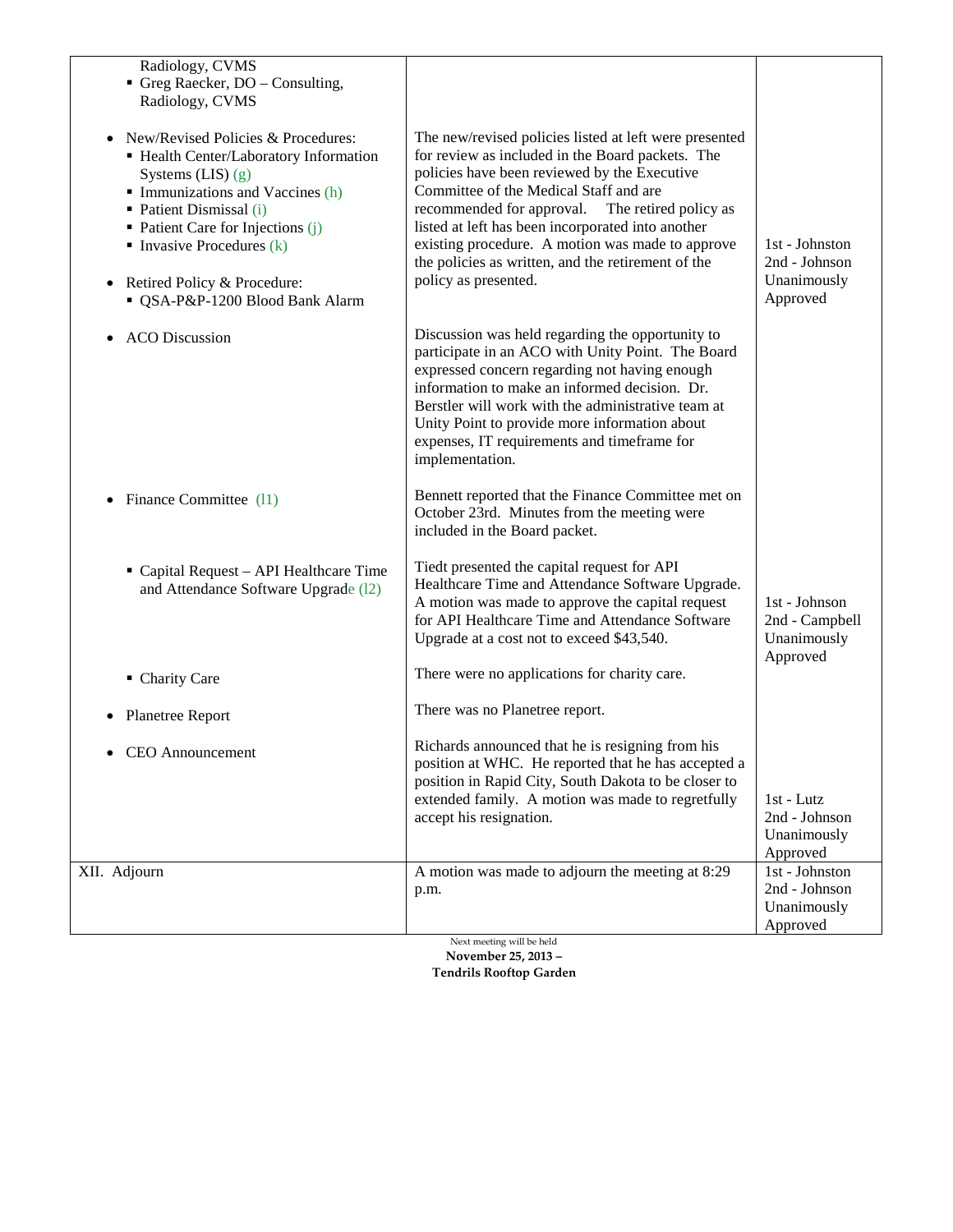| | | |
|---|---|---|
| Radiology, CVMS<br>▪ Greg Raecker, DO – Consulting, Radiology, CVMS | | |
| • New/Revised Policies & Procedures:<br>▪ Health Center/Laboratory Information Systems (LIS) (g)<br>▪ Immunizations and Vaccines (h)<br>▪ Patient Dismissal (i)<br>▪ Patient Care for Injections (j)<br>▪ Invasive Procedures (k)<br><br>• Retired Policy & Procedure:<br>▪ QSA-P&P-1200 Blood Bank Alarm | The new/revised policies listed at left were presented for review as included in the Board packets. The policies have been reviewed by the Executive Committee of the Medical Staff and are recommended for approval. The retired policy as listed at left has been incorporated into another existing procedure. A motion was made to approve the policies as written, and the retirement of the policy as presented. | 1st - Johnston<br>2nd - Johnson<br>Unanimously Approved |
| • ACO Discussion | Discussion was held regarding the opportunity to participate in an ACO with Unity Point. The Board expressed concern regarding not having enough information to make an informed decision. Dr. Berstler will work with the administrative team at Unity Point to provide more information about expenses, IT requirements and timeframe for implementation. | |
| • Finance Committee (l1) | Bennett reported that the Finance Committee met on October 23rd. Minutes from the meeting were included in the Board packet. | |
| ▪ Capital Request – API Healthcare Time and Attendance Software Upgrade (l2) | Tiedt presented the capital request for API Healthcare Time and Attendance Software Upgrade. A motion was made to approve the capital request for API Healthcare Time and Attendance Software Upgrade at a cost not to exceed $43,540. | 1st - Johnson<br>2nd - Campbell<br>Unanimously Approved |
| ▪ Charity Care | There were no applications for charity care. | |
| • Planetree Report | There was no Planetree report. | |
| • CEO Announcement | Richards announced that he is resigning from his position at WHC. He reported that he has accepted a position in Rapid City, South Dakota to be closer to extended family. A motion was made to regretfully accept his resignation. | 1st - Lutz<br>2nd - Johnson<br>Unanimously Approved |
| XII. Adjourn | A motion was made to adjourn the meeting at 8:29 p.m. | 1st - Johnston<br>2nd - Johnson<br>Unanimously Approved |

Next meeting will be held
**November 25, 2013 –**
**Tendrils Rooftop Garden**